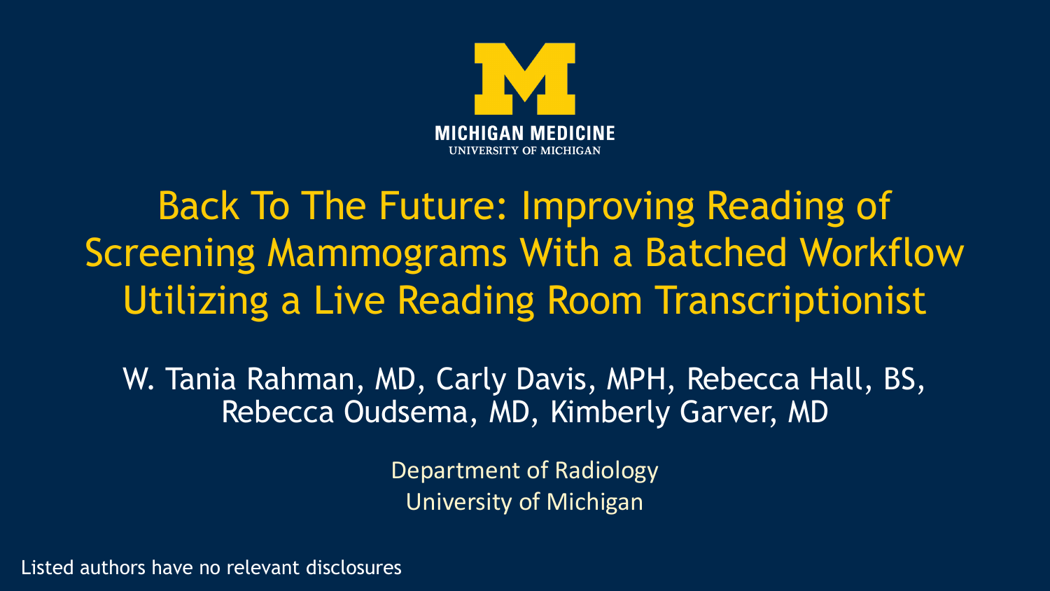MICHIGAN MEDICINE
UNIVERSITY OF MICHIGAN

# Back To The Future: Improving Reading of Screening Mammograms With a Batched Workflow Utilizing a Live Reading Room Transcriptionist

W. Tania Rahman, MD, Carly Davis, MPH, Rebecca Hall, BS, Rebecca Oudsema, MD, Kimberly Garver, MD

Department of Radiology
University of Michigan

Listed authors have no relevant disclosures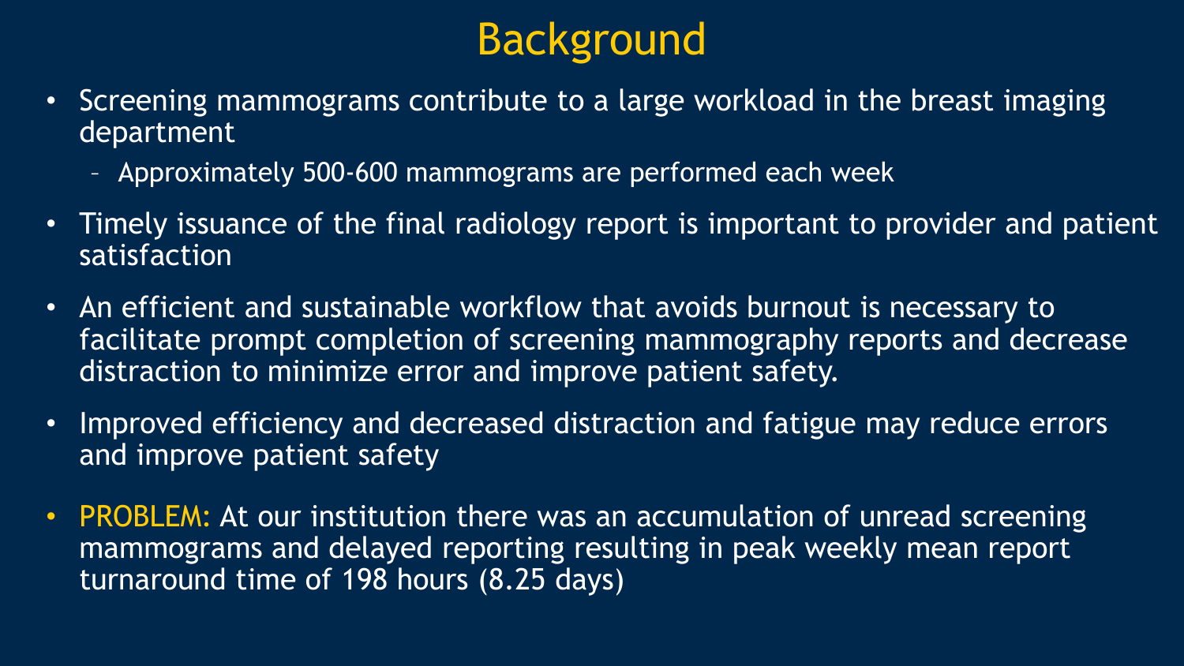# Background

- Screening mammograms contribute to a large workload in the breast imaging department
  - Approximately 500-600 mammograms are performed each week
- Timely issuance of the final radiology report is important to provider and patient satisfaction
- An efficient and sustainable workflow that avoids burnout is necessary to facilitate prompt completion of screening mammography reports and decrease distraction to minimize error and improve patient safety.
- Improved efficiency and decreased distraction and fatigue may reduce errors and improve patient safety
- PROBLEM: At our institution there was an accumulation of unread screening mammograms and delayed reporting resulting in peak weekly mean report turnaround time of 198 hours (8.25 days)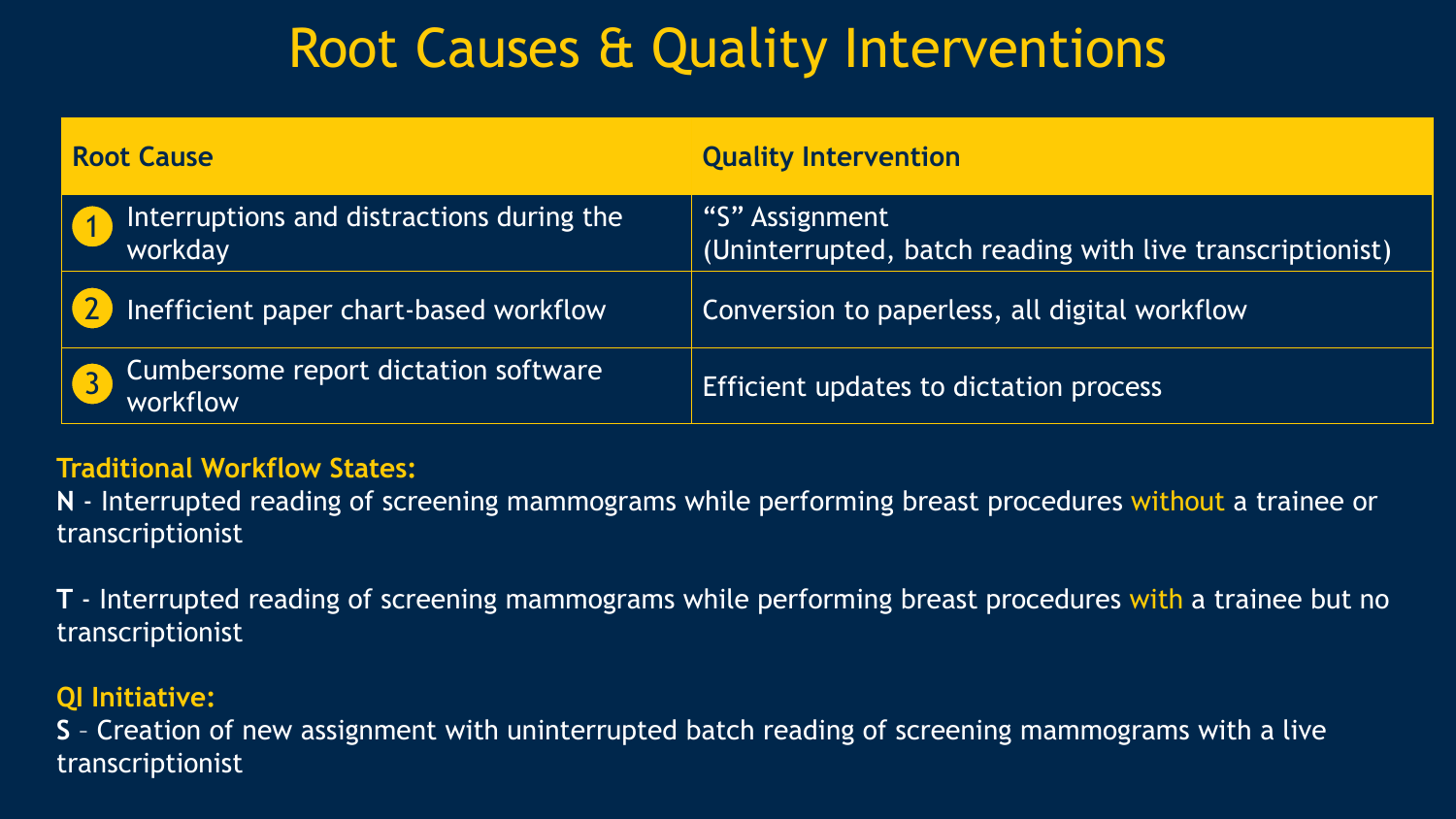# Root Causes & Quality Interventions

| Root Cause | Quality Intervention |
|---|---|
| 1 Interruptions and distractions during the workday | "S" Assignment (Uninterrupted, batch reading with live transcriptionist) |
| 2 Inefficient paper chart-based workflow | Conversion to paperless, all digital workflow |
| 3 Cumbersome report dictation software workflow | Efficient updates to dictation process |

**Traditional Workflow States:**

**N** - Interrupted reading of screening mammograms while performing breast procedures without a trainee or transcriptionist

**T** - Interrupted reading of screening mammograms while performing breast procedures with a trainee but no transcriptionist

**QI Initiative:**

**S** – Creation of new assignment with uninterrupted batch reading of screening mammograms with a live transcriptionist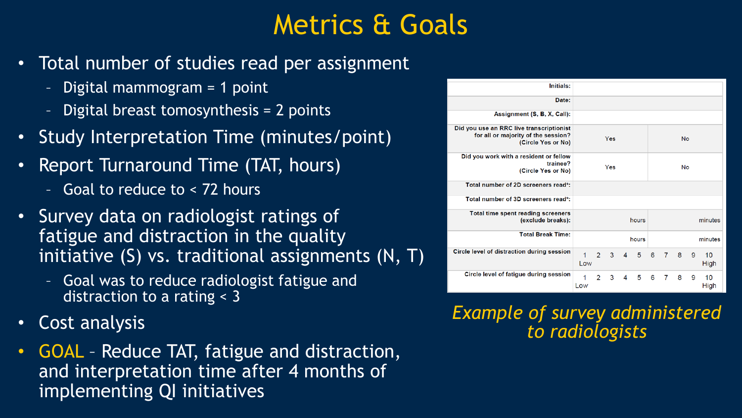# Metrics & Goals

- Total number of studies read per assignment
  - Digital mammogram = 1 point
  - Digital breast tomosynthesis = 2 points
- Study Interpretation Time (minutes/point)
- Report Turnaround Time (TAT, hours)
  - Goal to reduce to < 72 hours
- Survey data on radiologist ratings of fatigue and distraction in the quality initiative (S) vs. traditional assignments (N, T)
  - Goal was to reduce radiologist fatigue and distraction to a rating < 3
- Cost analysis
- GOAL – Reduce TAT, fatigue and distraction, and interpretation time after 4 months of implementing QI initiatives

| Initials: | | |
|---|---|---|
| Date: | | |
| Assignment (S, B, X, Call): | | |
| Did you use an RRC live transcriptionist for all or majority of the session? (Circle Yes or No) | Yes | No |
| Did you work with a resident or fellow trainee? (Circle Yes or No) | Yes | No |
| Total number of 2D screeners read*: | | |
| Total number of 3D screeners read*: | | |
| Total time spent reading screeners (exclude breaks): | hours | minutes |
| Total Break Time: | hours | minutes |
| Circle level of distraction during session | 1 Low 2 3 4 5 6 7 8 9 10 High | |
| Circle level of fatigue during session | 1 Low 2 3 4 5 6 7 8 9 10 High | |

*Example of survey administered to radiologists*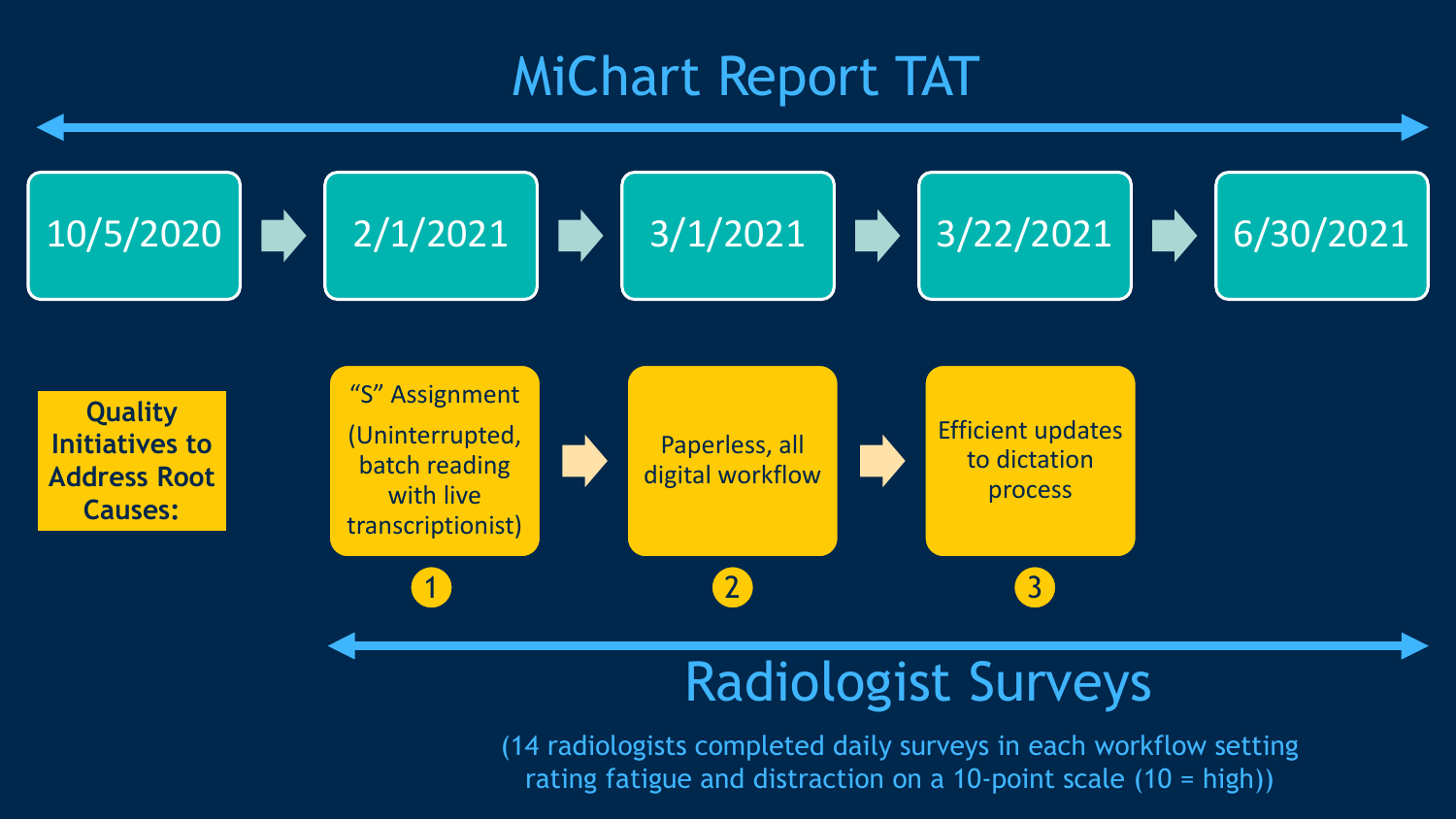# MiChart Report TAT

10/5/2020 → 2/1/2021 → 3/1/2021 → 3/22/2021 → 6/30/2021

**Quality Initiatives to Address Root Causes:**

1. “S” Assignment (Uninterrupted, batch reading with live transcriptionist)
2. Paperless, all digital workflow
3. Efficient updates to dictation process

## Radiologist Surveys

(14 radiologists completed daily surveys in each workflow setting rating fatigue and distraction on a 10-point scale (10 = high))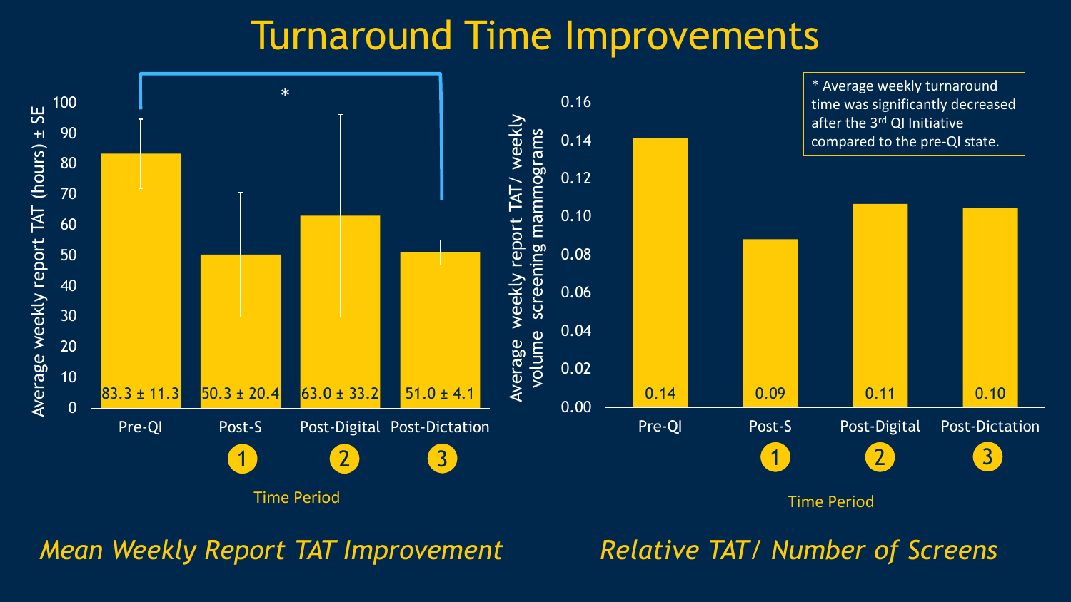# Turnaround Time Improvements

| Time Period | Average weekly report TAT (hours) ± SE |
|---|---|
| Pre-QI | 83.3 ± 11.3 |
| Post-S (1) | 50.3 ± 20.4 |
| Post-Digital (2) | 63.0 ± 33.2 |
| Post-Dictation (3) | 51.0 ± 4.1 |

*Mean Weekly Report TAT Improvement*

| Time Period | Average weekly report TAT/ weekly volume screening mammograms |
|---|---|
| Pre-QI | 0.14 |
| Post-S (1) | 0.09 |
| Post-Digital (2) | 0.11 |
| Post-Dictation (3) | 0.10 |

*Relative TAT/ Number of Screens*

* Average weekly turnaround time was significantly decreased after the 3rd QI Initiative compared to the pre-QI state.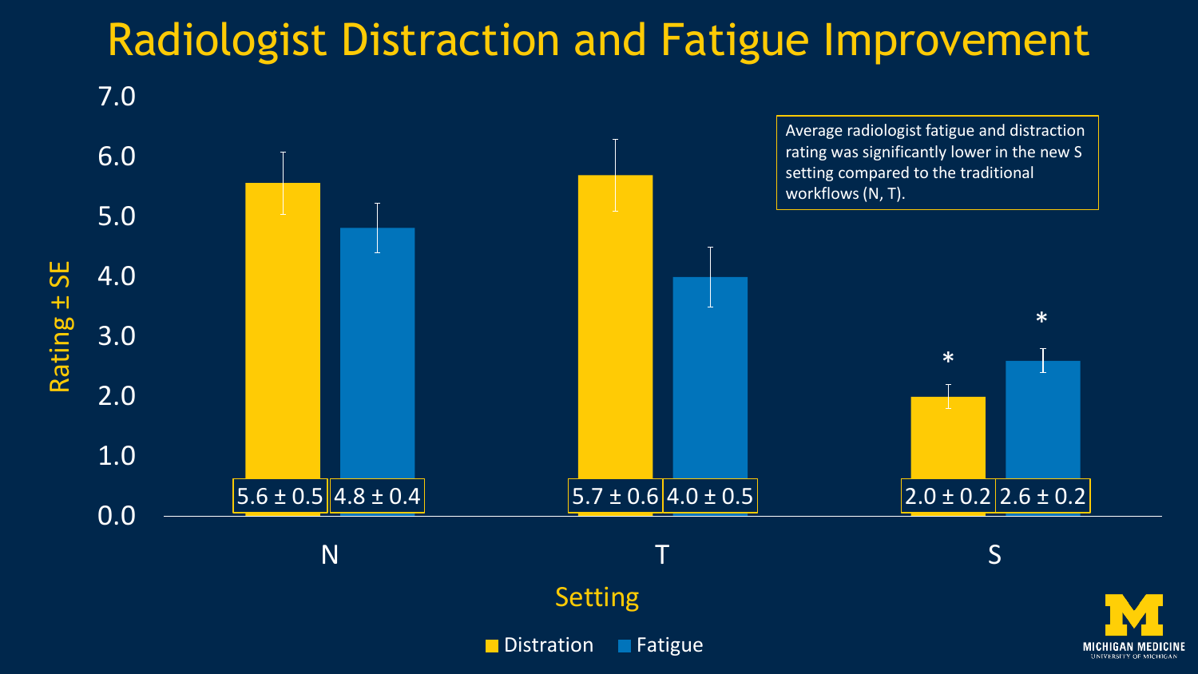# Radiologist Distraction and Fatigue Improvement

Average radiologist fatigue and distraction rating was significantly lower in the new S setting compared to the traditional workflows (N, T).

| Setting | Distration | Fatigue |
|---|---|---|
| N | 5.6 ± 0.5 | 4.8 ± 0.4 |
| T | 5.7 ± 0.6 | 4.0 ± 0.5 |
| S | 2.0 ± 0.2 * | 2.6 ± 0.2 * |

Rating ± SE

Setting

Distration ■ Fatigue ■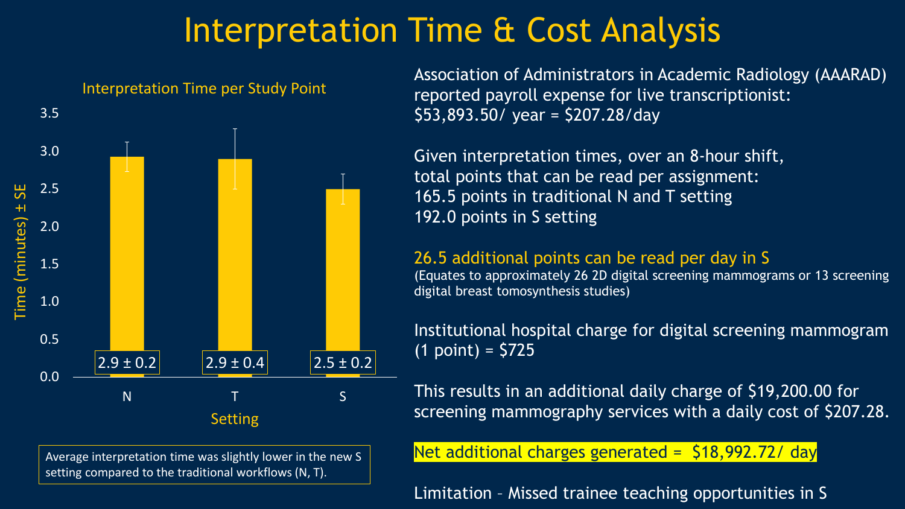# Interpretation Time & Cost Analysis

**Interpretation Time per Study Point**

| Setting | Time (minutes) ± SE |
| --- | --- |
| N | 2.9 ± 0.2 |
| T | 2.9 ± 0.4 |
| S | 2.5 ± 0.2 |

Average interpretation time was slightly lower in the new S setting compared to the traditional workflows (N, T).

Association of Administrators in Academic Radiology (AAARAD) reported payroll expense for live transcriptionist: $53,893.50/ year = $207.28/day

Given interpretation times, over an 8-hour shift, total points that can be read per assignment:
165.5 points in traditional N and T setting
192.0 points in S setting

**26.5 additional points can be read per day in S**
(Equates to approximately 26 2D digital screening mammograms or 13 screening digital breast tomosynthesis studies)

Institutional hospital charge for digital screening mammogram (1 point) = $725

This results in an additional daily charge of $19,200.00 for screening mammography services with a daily cost of $207.28.

**Net additional charges generated = $18,992.72/ day**

Limitation – Missed trainee teaching opportunities in S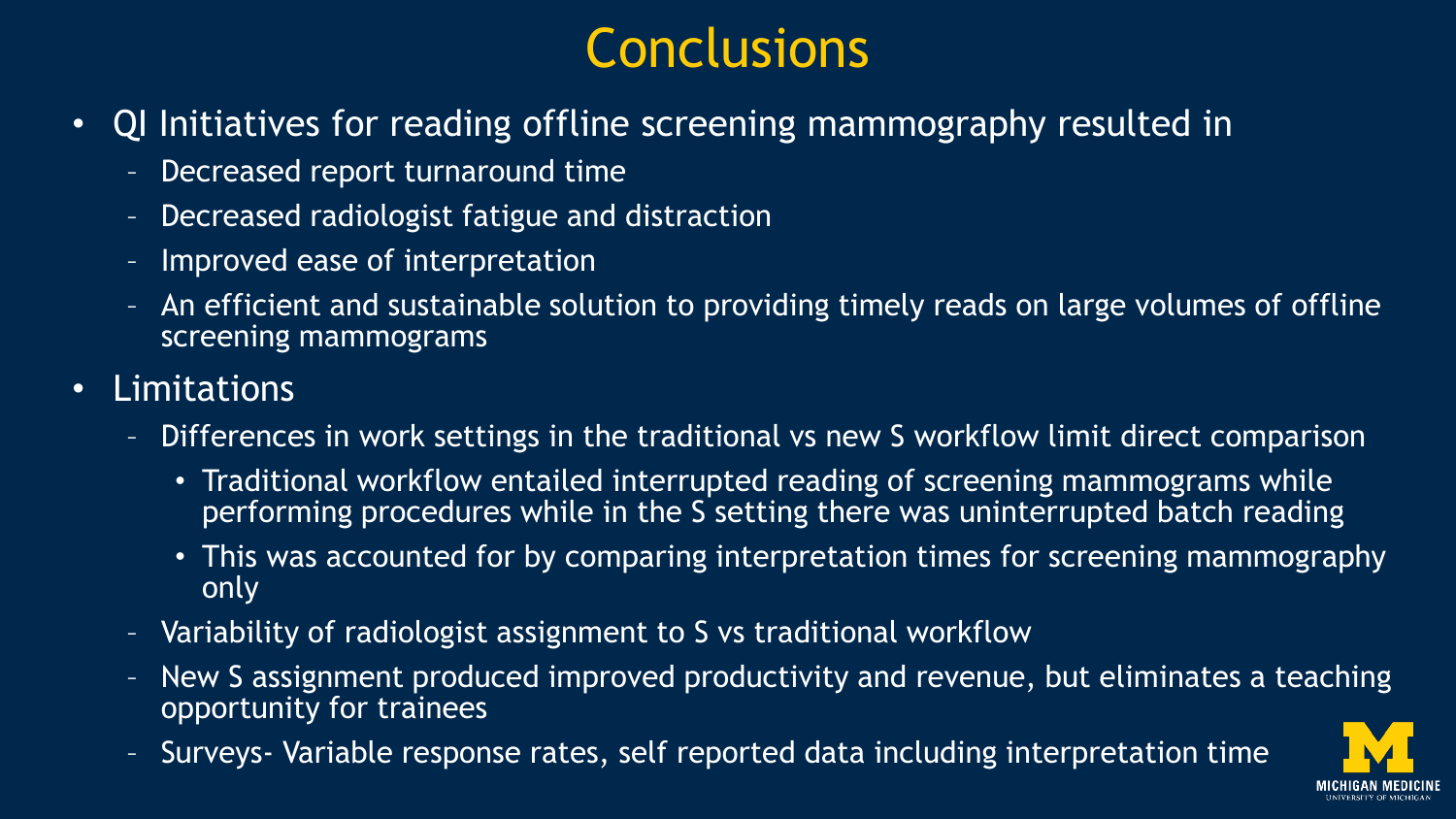# Conclusions

- QI Initiatives for reading offline screening mammography resulted in
  - Decreased report turnaround time
  - Decreased radiologist fatigue and distraction
  - Improved ease of interpretation
  - An efficient and sustainable solution to providing timely reads on large volumes of offline screening mammograms
- Limitations
  - Differences in work settings in the traditional vs new S workflow limit direct comparison
    - Traditional workflow entailed interrupted reading of screening mammograms while performing procedures while in the S setting there was uninterrupted batch reading
    - This was accounted for by comparing interpretation times for screening mammography only
  - Variability of radiologist assignment to S vs traditional workflow
  - New S assignment produced improved productivity and revenue, but eliminates a teaching opportunity for trainees
  - Surveys- Variable response rates, self reported data including interpretation time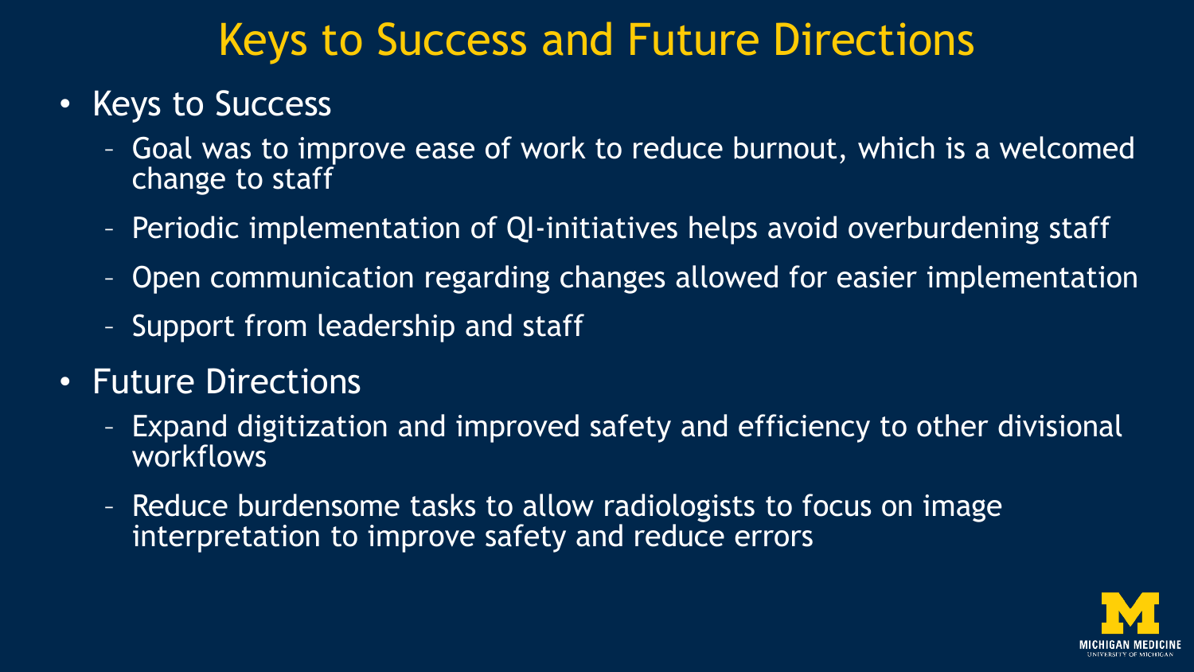# Keys to Success and Future Directions

- Keys to Success
  - Goal was to improve ease of work to reduce burnout, which is a welcomed change to staff
  - Periodic implementation of QI-initiatives helps avoid overburdening staff
  - Open communication regarding changes allowed for easier implementation
  - Support from leadership and staff
- Future Directions
  - Expand digitization and improved safety and efficiency to other divisional workflows
  - Reduce burdensome tasks to allow radiologists to focus on image interpretation to improve safety and reduce errors

MICHIGAN MEDICINE
UNIVERSITY OF MICHIGAN